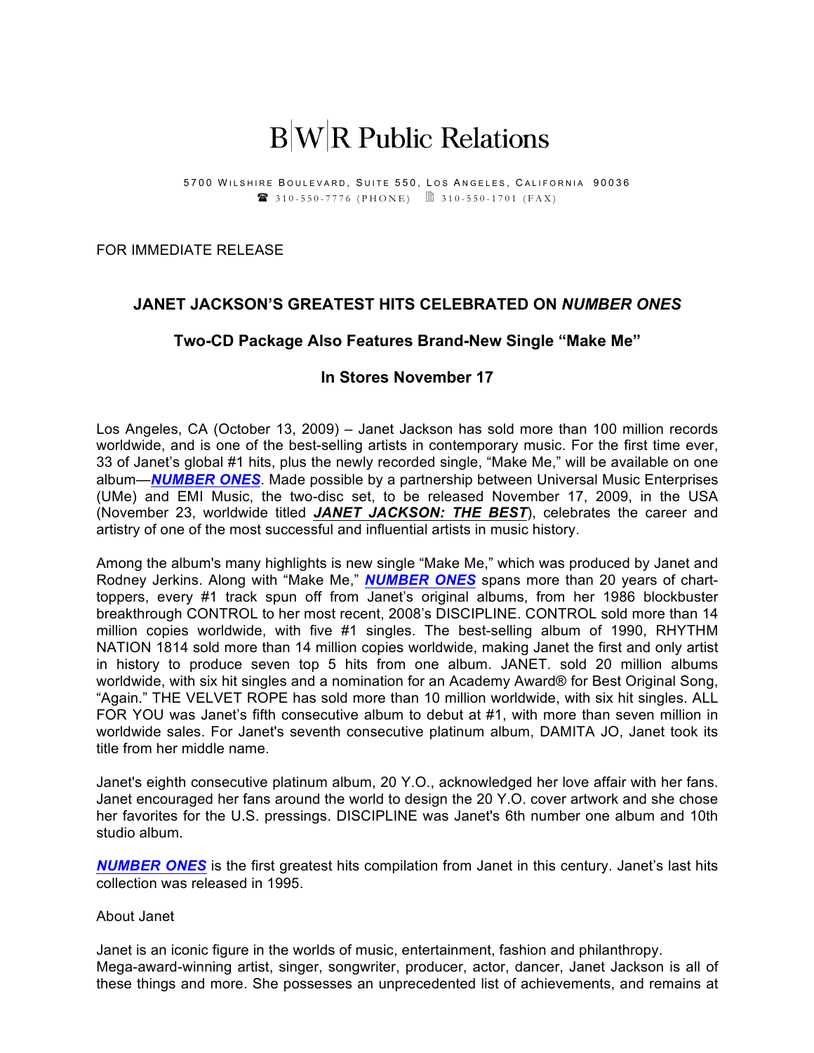# B|W|R Public Relations

5700 Wilshire Boulevard, Suite 550, Los Angeles, California 90036
☎ 310-550-7776 (PHONE) 310-550-1701 (FAX)

FOR IMMEDIATE RELEASE

## JANET JACKSON'S GREATEST HITS CELEBRATED ON *NUMBER ONES*

### Two-CD Package Also Features Brand-New Single "Make Me"

### In Stores November 17

Los Angeles, CA (October 13, 2009) – Janet Jackson has sold more than 100 million records worldwide, and is one of the best-selling artists in contemporary music. For the first time ever, 33 of Janet's global #1 hits, plus the newly recorded single, "Make Me," will be available on one album—***NUMBER ONES***. Made possible by a partnership between Universal Music Enterprises (UMe) and EMI Music, the two-disc set, to be released November 17, 2009, in the USA (November 23, worldwide titled ***JANET JACKSON: THE BEST***), celebrates the career and artistry of one of the most successful and influential artists in music history.

Among the album's many highlights is new single "Make Me," which was produced by Janet and Rodney Jerkins. Along with "Make Me," ***NUMBER ONES*** spans more than 20 years of chart-toppers, every #1 track spun off from Janet's original albums, from her 1986 blockbuster breakthrough CONTROL to her most recent, 2008's DISCIPLINE. CONTROL sold more than 14 million copies worldwide, with five #1 singles. The best-selling album of 1990, RHYTHM NATION 1814 sold more than 14 million copies worldwide, making Janet the first and only artist in history to produce seven top 5 hits from one album. JANET. sold 20 million albums worldwide, with six hit singles and a nomination for an Academy Award® for Best Original Song, "Again." THE VELVET ROPE has sold more than 10 million worldwide, with six hit singles. ALL FOR YOU was Janet's fifth consecutive album to debut at #1, with more than seven million in worldwide sales. For Janet's seventh consecutive platinum album, DAMITA JO, Janet took its title from her middle name.

Janet's eighth consecutive platinum album, 20 Y.O., acknowledged her love affair with her fans. Janet encouraged her fans around the world to design the 20 Y.O. cover artwork and she chose her favorites for the U.S. pressings. DISCIPLINE was Janet's 6th number one album and 10th studio album.

***NUMBER ONES*** is the first greatest hits compilation from Janet in this century. Janet's last hits collection was released in 1995.

About Janet

Janet is an iconic figure in the worlds of music, entertainment, fashion and philanthropy. Mega-award-winning artist, singer, songwriter, producer, actor, dancer, Janet Jackson is all of these things and more. She possesses an unprecedented list of achievements, and remains at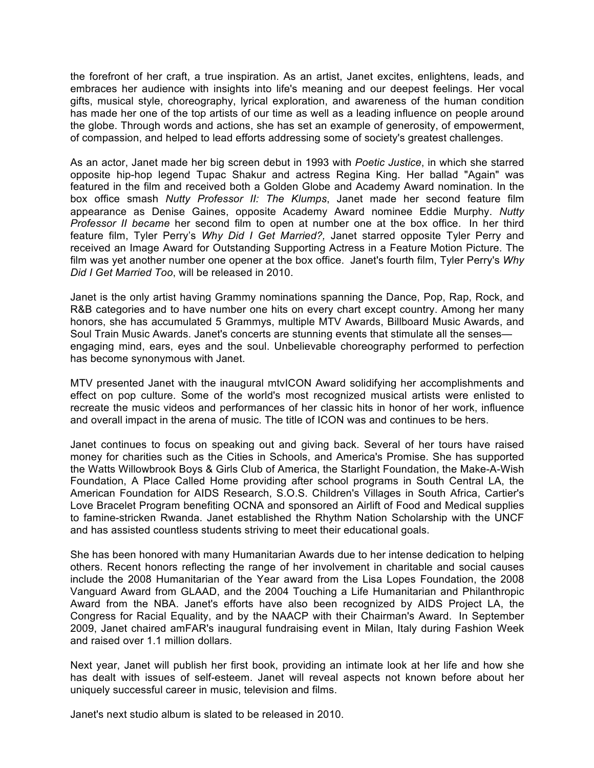the forefront of her craft, a true inspiration. As an artist, Janet excites, enlightens, leads, and embraces her audience with insights into life's meaning and our deepest feelings. Her vocal gifts, musical style, choreography, lyrical exploration, and awareness of the human condition has made her one of the top artists of our time as well as a leading influence on people around the globe. Through words and actions, she has set an example of generosity, of empowerment, of compassion, and helped to lead efforts addressing some of society's greatest challenges.

As an actor, Janet made her big screen debut in 1993 with *Poetic Justice*, in which she starred opposite hip-hop legend Tupac Shakur and actress Regina King. Her ballad "Again" was featured in the film and received both a Golden Globe and Academy Award nomination. In the box office smash *Nutty Professor II: The Klumps*, Janet made her second feature film appearance as Denise Gaines, opposite Academy Award nominee Eddie Murphy. *Nutty Professor II became* her second film to open at number one at the box office. In her third feature film, Tyler Perry's *Why Did I Get Married?,* Janet starred opposite Tyler Perry and received an Image Award for Outstanding Supporting Actress in a Feature Motion Picture. The film was yet another number one opener at the box office. Janet's fourth film, Tyler Perry's *Why Did I Get Married Too*, will be released in 2010.

Janet is the only artist having Grammy nominations spanning the Dance, Pop, Rap, Rock, and R&B categories and to have number one hits on every chart except country. Among her many honors, she has accumulated 5 Grammys, multiple MTV Awards, Billboard Music Awards, and Soul Train Music Awards. Janet's concerts are stunning events that stimulate all the senses—engaging mind, ears, eyes and the soul. Unbelievable choreography performed to perfection has become synonymous with Janet.

MTV presented Janet with the inaugural mtvICON Award solidifying her accomplishments and effect on pop culture. Some of the world's most recognized musical artists were enlisted to recreate the music videos and performances of her classic hits in honor of her work, influence and overall impact in the arena of music. The title of ICON was and continues to be hers.

Janet continues to focus on speaking out and giving back. Several of her tours have raised money for charities such as the Cities in Schools, and America's Promise. She has supported the Watts Willowbrook Boys & Girls Club of America, the Starlight Foundation, the Make-A-Wish Foundation, A Place Called Home providing after school programs in South Central LA, the American Foundation for AIDS Research, S.O.S. Children's Villages in South Africa, Cartier's Love Bracelet Program benefiting OCNA and sponsored an Airlift of Food and Medical supplies to famine-stricken Rwanda. Janet established the Rhythm Nation Scholarship with the UNCF and has assisted countless students striving to meet their educational goals.

She has been honored with many Humanitarian Awards due to her intense dedication to helping others. Recent honors reflecting the range of her involvement in charitable and social causes include the 2008 Humanitarian of the Year award from the Lisa Lopes Foundation, the 2008 Vanguard Award from GLAAD, and the 2004 Touching a Life Humanitarian and Philanthropic Award from the NBA. Janet's efforts have also been recognized by AIDS Project LA, the Congress for Racial Equality, and by the NAACP with their Chairman's Award. In September 2009, Janet chaired amFAR's inaugural fundraising event in Milan, Italy during Fashion Week and raised over 1.1 million dollars.

Next year, Janet will publish her first book, providing an intimate look at her life and how she has dealt with issues of self-esteem. Janet will reveal aspects not known before about her uniquely successful career in music, television and films.

Janet's next studio album is slated to be released in 2010.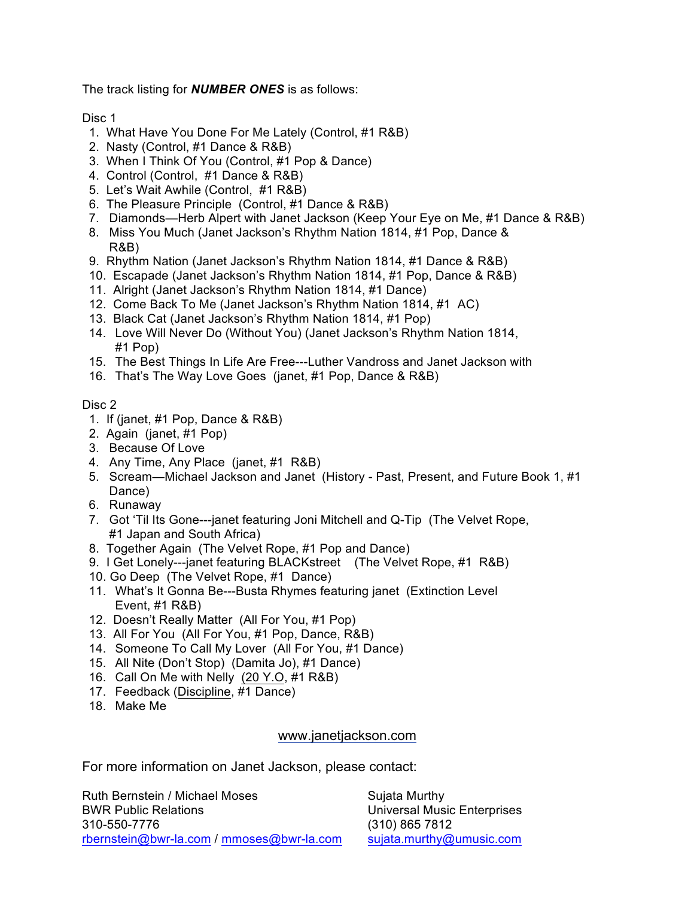The track listing for ***NUMBER ONES*** is as follows:

Disc 1

1. What Have You Done For Me Lately (Control, #1 R&B)
2. Nasty (Control, #1 Dance & R&B)
3. When I Think Of You (Control, #1 Pop & Dance)
4. Control (Control, #1 Dance & R&B)
5. Let's Wait Awhile (Control, #1 R&B)
6. The Pleasure Principle (Control, #1 Dance & R&B)
7. Diamonds—Herb Alpert with Janet Jackson (Keep Your Eye on Me, #1 Dance & R&B)
8. Miss You Much (Janet Jackson's Rhythm Nation 1814, #1 Pop, Dance & R&B)
9. Rhythm Nation (Janet Jackson's Rhythm Nation 1814, #1 Dance & R&B)
10. Escapade (Janet Jackson's Rhythm Nation 1814, #1 Pop, Dance & R&B)
11. Alright (Janet Jackson's Rhythm Nation 1814, #1 Dance)
12. Come Back To Me (Janet Jackson's Rhythm Nation 1814, #1 AC)
13. Black Cat (Janet Jackson's Rhythm Nation 1814, #1 Pop)
14. Love Will Never Do (Without You) (Janet Jackson's Rhythm Nation 1814, #1 Pop)
15. The Best Things In Life Are Free---Luther Vandross and Janet Jackson with
16. That's The Way Love Goes (janet, #1 Pop, Dance & R&B)

Disc 2

1. If (janet, #1 Pop, Dance & R&B)
2. Again (janet, #1 Pop)
3. Because Of Love
4. Any Time, Any Place (janet, #1 R&B)
5. Scream—Michael Jackson and Janet (History - Past, Present, and Future Book 1, #1 Dance)
6. Runaway
7. Got 'Til Its Gone---janet featuring Joni Mitchell and Q-Tip (The Velvet Rope, #1 Japan and South Africa)
8. Together Again (The Velvet Rope, #1 Pop and Dance)
9. I Get Lonely---janet featuring BLACKstreet (The Velvet Rope, #1 R&B)
10. Go Deep (The Velvet Rope, #1 Dance)
11. What's It Gonna Be---Busta Rhymes featuring janet (Extinction Level Event, #1 R&B)
12. Doesn't Really Matter (All For You, #1 Pop)
13. All For You (All For You, #1 Pop, Dance, R&B)
14. Someone To Call My Lover (All For You, #1 Dance)
15. All Nite (Don't Stop) (Damita Jo), #1 Dance)
16. Call On Me with Nelly (20 Y.O, #1 R&B)
17. Feedback (Discipline, #1 Dance)
18. Make Me

www.janetjackson.com

For more information on Janet Jackson, please contact:

Ruth Bernstein / Michael Moses
BWR Public Relations
310-550-7776
rbernstein@bwr-la.com / mmoses@bwr-la.com

Sujata Murthy
Universal Music Enterprises
(310) 865 7812
sujata.murthy@umusic.com